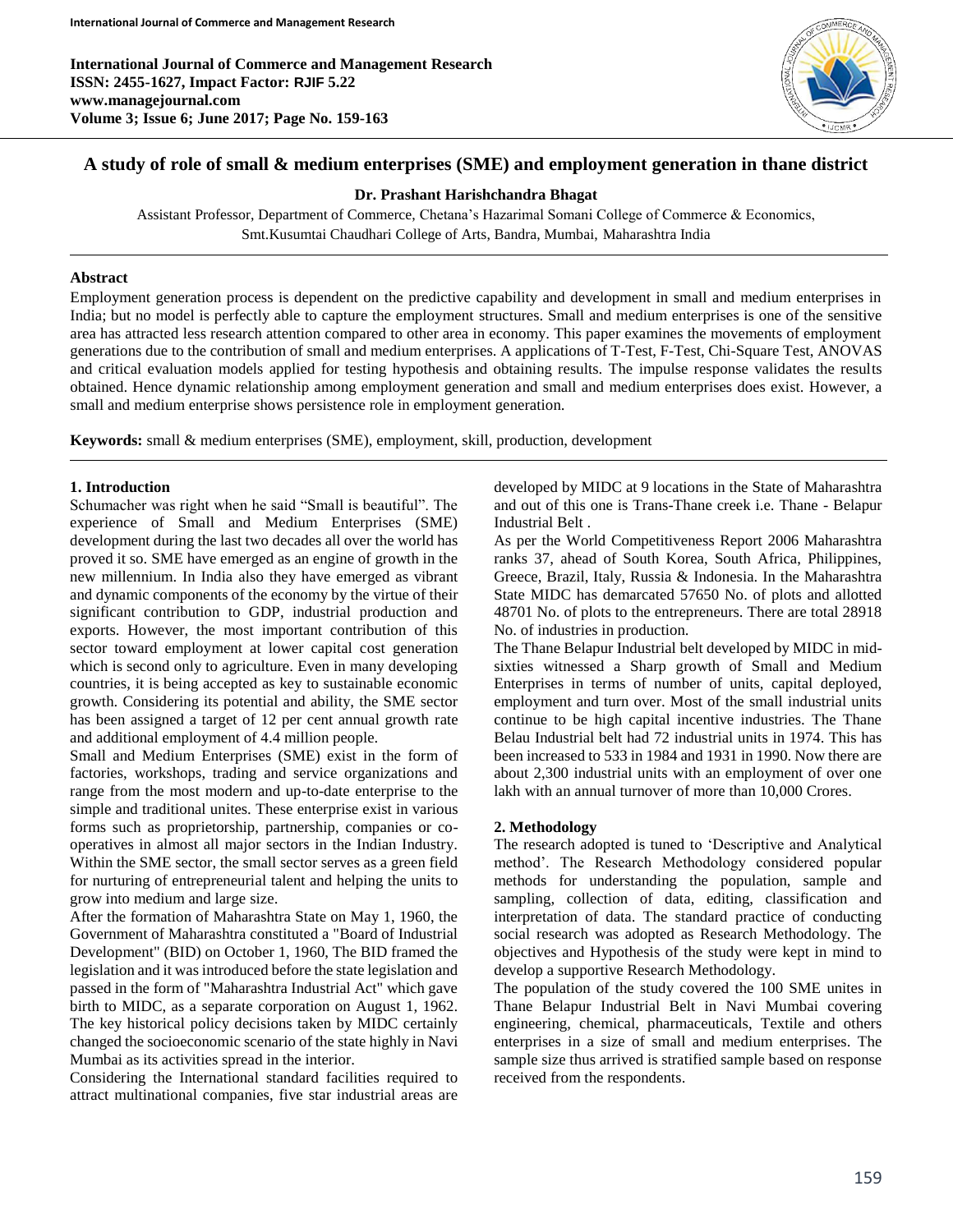# A study of role of small & medium enterprises (SME) and employment generation in thane district

**Dr. Prashant Harishchandra Bhagat**

Assistant Professor, Department of Commerce, Chetana's Hazarimal Somani College of Commerce & Economics, Smt.Kusumtai Chaudhari College of Arts, Bandra, Mumbai, Maharashtra India

## Abstract

Employment generation process is dependent on the predictive capability and development in small and medium enterprises in India; but no model is perfectly able to capture the employment structures. Small and medium enterprises is one of the sensitive area has attracted less research attention compared to other area in economy. This paper examines the movements of employment generations due to the contribution of small and medium enterprises. A applications of T-Test, F-Test, Chi-Square Test, ANOVAS and critical evaluation models applied for testing hypothesis and obtaining results. The impulse response validates the results obtained. Hence dynamic relationship among employment generation and small and medium enterprises does exist. However, a small and medium enterprise shows persistence role in employment generation.

**Keywords:** small & medium enterprises (SME), employment, skill, production, development

## 1. Introduction

Schumacher was right when he said "Small is beautiful". The experience of Small and Medium Enterprises (SME) development during the last two decades all over the world has proved it so. SME have emerged as an engine of growth in the new millennium. In India also they have emerged as vibrant and dynamic components of the economy by the virtue of their significant contribution to GDP, industrial production and exports. However, the most important contribution of this sector toward employment at lower capital cost generation which is second only to agriculture. Even in many developing countries, it is being accepted as key to sustainable economic growth. Considering its potential and ability, the SME sector has been assigned a target of 12 per cent annual growth rate and additional employment of 4.4 million people.

Small and Medium Enterprises (SME) exist in the form of factories, workshops, trading and service organizations and range from the most modern and up-to-date enterprise to the simple and traditional unites. These enterprise exist in various forms such as proprietorship, partnership, companies or co-operatives in almost all major sectors in the Indian Industry. Within the SME sector, the small sector serves as a green field for nurturing of entrepreneurial talent and helping the units to grow into medium and large size.

After the formation of Maharashtra State on May 1, 1960, the Government of Maharashtra constituted a "Board of Industrial Development" (BID) on October 1, 1960, The BID framed the legislation and it was introduced before the state legislation and passed in the form of "Maharashtra Industrial Act" which gave birth to MIDC, as a separate corporation on August 1, 1962. The key historical policy decisions taken by MIDC certainly changed the socioeconomic scenario of the state highly in Navi Mumbai as its activities spread in the interior.

Considering the International standard facilities required to attract multinational companies, five star industrial areas are developed by MIDC at 9 locations in the State of Maharashtra and out of this one is Trans-Thane creek i.e. Thane - Belapur Industrial Belt .

As per the World Competitiveness Report 2006 Maharashtra ranks 37, ahead of South Korea, South Africa, Philippines, Greece, Brazil, Italy, Russia & Indonesia. In the Maharashtra State MIDC has demarcated 57650 No. of plots and allotted 48701 No. of plots to the entrepreneurs. There are total 28918 No. of industries in production.

The Thane Belapur Industrial belt developed by MIDC in mid-sixties witnessed a Sharp growth of Small and Medium Enterprises in terms of number of units, capital deployed, employment and turn over. Most of the small industrial units continue to be high capital incentive industries. The Thane Belau Industrial belt had 72 industrial units in 1974. This has been increased to 533 in 1984 and 1931 in 1990. Now there are about 2,300 industrial units with an employment of over one lakh with an annual turnover of more than 10,000 Crores.

## 2. Methodology

The research adopted is tuned to 'Descriptive and Analytical method'. The Research Methodology considered popular methods for understanding the population, sample and sampling, collection of data, editing, classification and interpretation of data. The standard practice of conducting social research was adopted as Research Methodology. The objectives and Hypothesis of the study were kept in mind to develop a supportive Research Methodology.

The population of the study covered the 100 SME unites in Thane Belapur Industrial Belt in Navi Mumbai covering engineering, chemical, pharmaceuticals, Textile and others enterprises in a size of small and medium enterprises. The sample size thus arrived is stratified sample based on response received from the respondents.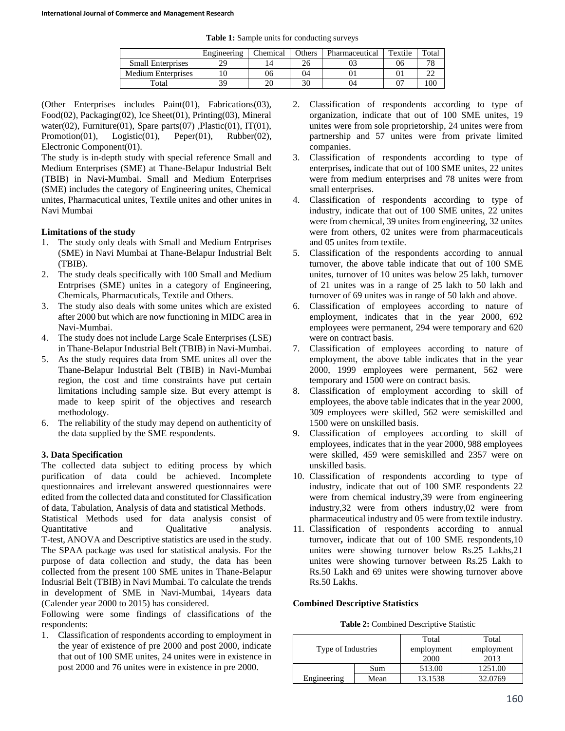**Table 1:** Sample units for conducting surveys

| | Engineering | Chemical | Others | Pharmaceutical | Textile | Total |
|---|---|---|---|---|---|---|
| Small Enterprises | 29 | 14 | 26 | 03 | 06 | 78 |
| Medium Enterprises | 10 | 06 | 04 | 01 | 01 | 22 |
| Total | 39 | 20 | 30 | 04 | 07 | 100 |

(Other Enterprises includes Paint(01), Fabrications(03), Food(02), Packaging(02), Ice Sheet(01), Printing(03), Mineral water(02), Furniture(01), Spare parts(07) ,Plastic(01), IT(01), Promotion(01), Logistic(01), Peper(01), Rubber(02), Electronic Component(01).

The study is in-depth study with special reference Small and Medium Enterprises (SME) at Thane-Belapur Industrial Belt (TBIB) in Navi-Mumbai. Small and Medium Enterprises (SME) includes the category of Engineering unites, Chemical unites, Pharmacutical unites, Textile unites and other unites in Navi Mumbai

**Limitations of the study**

1. The study only deals with Small and Medium Entrprises (SME) in Navi Mumbai at Thane-Belapur Industrial Belt (TBIB).
2. The study deals specifically with 100 Small and Medium Entrprises (SME) unites in a category of Engineering, Chemicals, Pharmaceuticals, Textile and Others.
3. The study also deals with some unites which are existed after 2000 but which are now functioning in MIDC area in Navi-Mumbai.
4. The study does not include Large Scale Enterprises (LSE) in Thane-Belapur Industrial Belt (TBIB) in Navi-Mumbai.
5. As the study requires data from SME unites all over the Thane-Belapur Industrial Belt (TBIB) in Navi-Mumbai region, the cost and time constraints have put certain limitations including sample size. But every attempt is made to keep spirit of the objectives and research methodology.
6. The reliability of the study may depend on authenticity of the data supplied by the SME respondents.

### 3. Data Specification

The collected data subject to editing process by which purification of data could be achieved. Incomplete questionnaires and irrelevant answered questionnaires were edited from the collected data and constituted for Classification of data, Tabulation, Analysis of data and statistical Methods.

Statistical Methods used for data analysis consist of Quantitative and Qualitative analysis. T-test, ANOVA and Descriptive statistics are used in the study. The SPAA package was used for statistical analysis. For the purpose of data collection and study, the data has been collected from the present 100 SME unites in Thane-Belapur Indusrial Belt (TBIB) in Navi Mumbai. To calculate the trends in development of SME in Navi-Mumbai, 14years data (Calender year 2000 to 2015) has considered.

Following were some findings of classifications of the respondents:

1. Classification of respondents according to employment in the year of existence of pre 2000 and post 2000, indicate that out of 100 SME unites, 24 unites were in existence in post 2000 and 76 unites were in existence in pre 2000.
2. Classification of respondents according to type of organization, indicate that out of 100 SME unites, 19 unites were from sole proprietorship, 24 unites were from partnership and 57 unites were from private limited companies.
3. Classification of respondents according to type of enterprises**,** indicate that out of 100 SME unites, 22 unites were from medium enterprises and 78 unites were from small enterprises.
4. Classification of respondents according to type of industry, indicate that out of 100 SME unites, 22 unites were from chemical, 39 unites from engineering, 32 unites were from others, 02 unites were from pharmaceuticals and 05 unites from textile.
5. Classification of the respondents according to annual turnover, the above table indicate that out of 100 SME unites, turnover of 10 unites was below 25 lakh, turnover of 21 unites was in a range of 25 lakh to 50 lakh and turnover of 69 unites was in range of 50 lakh and above.
6. Classification of employees according to nature of employment, indicates that in the year 2000, 692 employees were permanent, 294 were temporary and 620 were on contract basis.
7. Classification of employees according to nature of employment, the above table indicates that in the year 2000, 1999 employees were permanent, 562 were temporary and 1500 were on contract basis.
8. Classification of employment according to skill of employees, the above table indicates that in the year 2000, 309 employees were skilled, 562 were semiskilled and 1500 were on unskilled basis.
9. Classification of employees according to skill of employees, indicates that in the year 2000, 988 employees were skilled, 459 were semiskilled and 2357 were on unskilled basis.
10. Classification of respondents according to type of industry, indicate that out of 100 SME respondents 22 were from chemical industry,39 were from engineering industry,32 were from others industry,02 were from pharmaceutical industry and 05 were from textile industry.
11. Classification of respondents according to annual turnover**,** indicate that out of 100 SME respondents,10 unites were showing turnover below Rs.25 Lakhs,21 unites were showing turnover between Rs.25 Lakh to Rs.50 Lakh and 69 unites were showing turnover above Rs.50 Lakhs.

**Combined Descriptive Statistics**

**Table 2:** Combined Descriptive Statistic

| Type of Industries | | Total employment 2000 | Total employment 2013 |
|---|---|---|---|
| Engineering | Sum | 513.00 | 1251.00 |
| | Mean | 13.1538 | 32.0769 |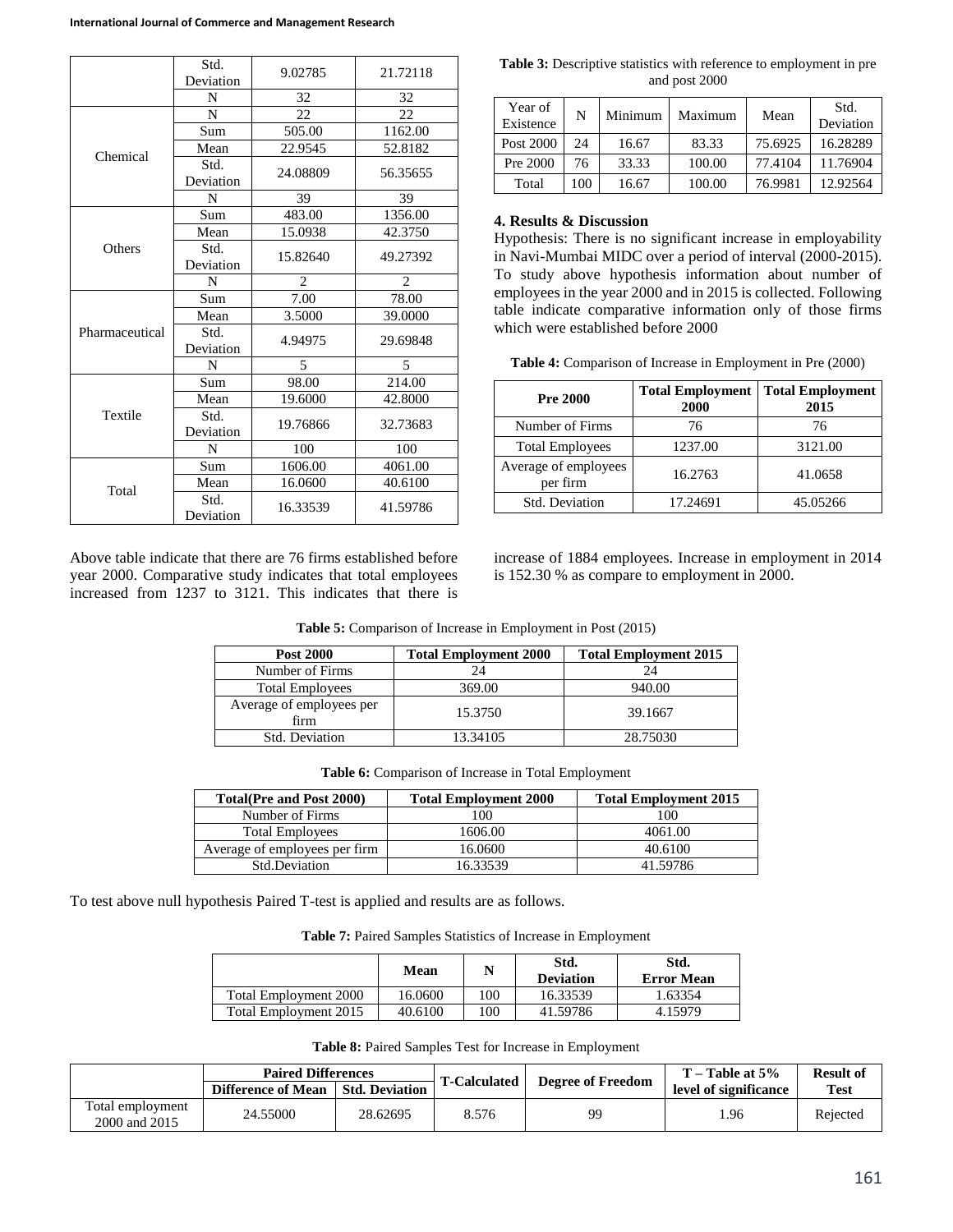| | | | |
|---|---|---|---|
| | Std. Deviation | 9.02785 | 21.72118 |
| | N | 32 | 32 |
| Chemical | N | 22 | 22 |
| | Sum | 505.00 | 1162.00 |
| | Mean | 22.9545 | 52.8182 |
| | Std. Deviation | 24.08809 | 56.35655 |
| | N | 39 | 39 |
| Others | Sum | 483.00 | 1356.00 |
| | Mean | 15.0938 | 42.3750 |
| | Std. Deviation | 15.82640 | 49.27392 |
| | N | 2 | 2 |
| Pharmaceutical | Sum | 7.00 | 78.00 |
| | Mean | 3.5000 | 39.0000 |
| | Std. Deviation | 4.94975 | 29.69848 |
| | N | 5 | 5 |
| Textile | Sum | 98.00 | 214.00 |
| | Mean | 19.6000 | 42.8000 |
| | Std. Deviation | 19.76866 | 32.73683 |
| | N | 100 | 100 |
| Total | Sum | 1606.00 | 4061.00 |
| | Mean | 16.0600 | 40.6100 |
| | Std. Deviation | 16.33539 | 41.59786 |

Above table indicate that there are 76 firms established before year 2000. Comparative study indicates that total employees increased from 1237 to 3121. This indicates that there is increase of 1884 employees. Increase in employment in 2014 is 152.30 % as compare to employment in 2000.

**Table 3:** Descriptive statistics with reference to employment in pre and post 2000

| Year of Existence | N | Minimum | Maximum | Mean | Std. Deviation |
|---|---|---|---|---|---|
| Post 2000 | 24 | 16.67 | 83.33 | 75.6925 | 16.28289 |
| Pre 2000 | 76 | 33.33 | 100.00 | 77.4104 | 11.76904 |
| Total | 100 | 16.67 | 100.00 | 76.9981 | 12.92564 |

## 4. Results & Discussion

Hypothesis: There is no significant increase in employability in Navi-Mumbai MIDC over a period of interval (2000-2015). To study above hypothesis information about number of employees in the year 2000 and in 2015 is collected. Following table indicate comparative information only of those firms which were established before 2000

**Table 4:** Comparison of Increase in Employment in Pre (2000)

| Pre 2000 | Total Employment 2000 | Total Employment 2015 |
|---|---|---|
| Number of Firms | 76 | 76 |
| Total Employees | 1237.00 | 3121.00 |
| Average of employees per firm | 16.2763 | 41.0658 |
| Std. Deviation | 17.24691 | 45.05266 |

**Table 5:** Comparison of Increase in Employment in Post (2015)

| Post 2000 | Total Employment 2000 | Total Employment 2015 |
|---|---|---|
| Number of Firms | 24 | 24 |
| Total Employees | 369.00 | 940.00 |
| Average of employees per firm | 15.3750 | 39.1667 |
| Std. Deviation | 13.34105 | 28.75030 |

**Table 6:** Comparison of Increase in Total Employment

| Total(Pre and Post 2000) | Total Employment 2000 | Total Employment 2015 |
|---|---|---|
| Number of Firms | 100 | 100 |
| Total Employees | 1606.00 | 4061.00 |
| Average of employees per firm | 16.0600 | 40.6100 |
| Std.Deviation | 16.33539 | 41.59786 |

To test above null hypothesis Paired T-test is applied and results are as follows.

**Table 7:** Paired Samples Statistics of Increase in Employment

| | Mean | N | Std. Deviation | Std. Error Mean |
|---|---|---|---|---|
| Total Employment 2000 | 16.0600 | 100 | 16.33539 | 1.63354 |
| Total Employment 2015 | 40.6100 | 100 | 41.59786 | 4.15979 |

**Table 8:** Paired Samples Test for Increase in Employment

| | Paired Differences | | T-Calculated | Degree of Freedom | T – Table at 5% level of significance | Result of Test |
|---|---|---|---|---|---|---|
| | Difference of Mean | Std. Deviation | | | | |
| Total employment 2000 and 2015 | 24.55000 | 28.62695 | 8.576 | 99 | 1.96 | Rejected |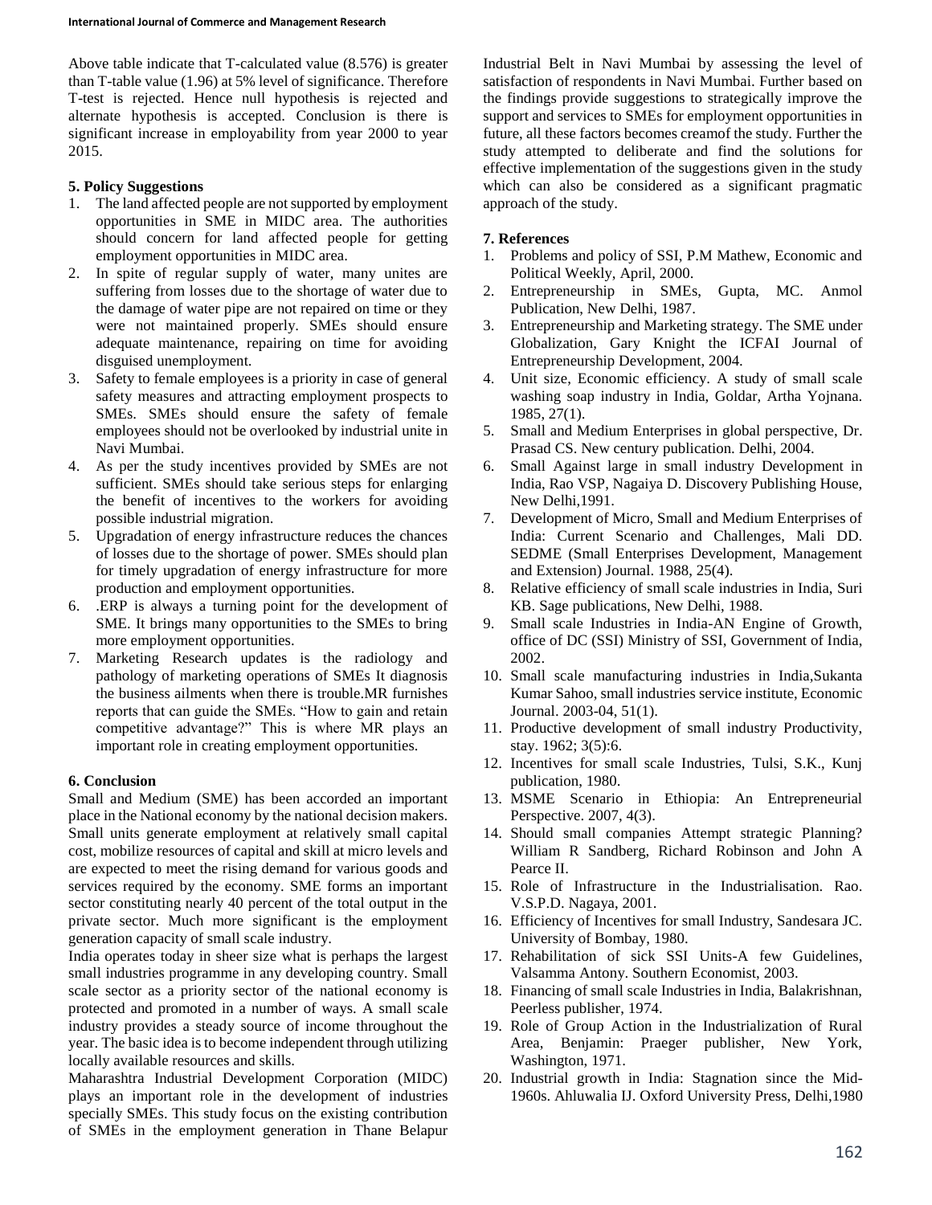Above table indicate that T-calculated value (8.576) is greater than T-table value (1.96) at 5% level of significance. Therefore T-test is rejected. Hence null hypothesis is rejected and alternate hypothesis is accepted. Conclusion is there is significant increase in employability from year 2000 to year 2015.

### 5. Policy Suggestions

1. The land affected people are not supported by employment opportunities in SME in MIDC area. The authorities should concern for land affected people for getting employment opportunities in MIDC area.
2. In spite of regular supply of water, many unites are suffering from losses due to the shortage of water due to the damage of water pipe are not repaired on time or they were not maintained properly. SMEs should ensure adequate maintenance, repairing on time for avoiding disguised unemployment.
3. Safety to female employees is a priority in case of general safety measures and attracting employment prospects to SMEs. SMEs should ensure the safety of female employees should not be overlooked by industrial unite in Navi Mumbai.
4. As per the study incentives provided by SMEs are not sufficient. SMEs should take serious steps for enlarging the benefit of incentives to the workers for avoiding possible industrial migration.
5. Upgradation of energy infrastructure reduces the chances of losses due to the shortage of power. SMEs should plan for timely upgradation of energy infrastructure for more production and employment opportunities.
6. .ERP is always a turning point for the development of SME. It brings many opportunities to the SMEs to bring more employment opportunities.
7. Marketing Research updates is the radiology and pathology of marketing operations of SMEs It diagnosis the business ailments when there is trouble.MR furnishes reports that can guide the SMEs. "How to gain and retain competitive advantage?" This is where MR plays an important role in creating employment opportunities.

### 6. Conclusion

Small and Medium (SME) has been accorded an important place in the National economy by the national decision makers. Small units generate employment at relatively small capital cost, mobilize resources of capital and skill at micro levels and are expected to meet the rising demand for various goods and services required by the economy. SME forms an important sector constituting nearly 40 percent of the total output in the private sector. Much more significant is the employment generation capacity of small scale industry.

India operates today in sheer size what is perhaps the largest small industries programme in any developing country. Small scale sector as a priority sector of the national economy is protected and promoted in a number of ways. A small scale industry provides a steady source of income throughout the year. The basic idea is to become independent through utilizing locally available resources and skills.

Maharashtra Industrial Development Corporation (MIDC) plays an important role in the development of industries specially SMEs. This study focus on the existing contribution of SMEs in the employment generation in Thane Belapur Industrial Belt in Navi Mumbai by assessing the level of satisfaction of respondents in Navi Mumbai. Further based on the findings provide suggestions to strategically improve the support and services to SMEs for employment opportunities in future, all these factors becomes creamof the study. Further the study attempted to deliberate and find the solutions for effective implementation of the suggestions given in the study which can also be considered as a significant pragmatic approach of the study.

### 7. References

1. Problems and policy of SSI, P.M Mathew, Economic and Political Weekly, April, 2000.
2. Entrepreneurship in SMEs, Gupta, MC. Anmol Publication, New Delhi, 1987.
3. Entrepreneurship and Marketing strategy. The SME under Globalization, Gary Knight the ICFAI Journal of Entrepreneurship Development, 2004.
4. Unit size, Economic efficiency. A study of small scale washing soap industry in India, Goldar, Artha Yojnana. 1985, 27(1).
5. Small and Medium Enterprises in global perspective, Dr. Prasad CS. New century publication. Delhi, 2004.
6. Small Against large in small industry Development in India, Rao VSP, Nagaiya D. Discovery Publishing House, New Delhi,1991.
7. Development of Micro, Small and Medium Enterprises of India: Current Scenario and Challenges, Mali DD. SEDME (Small Enterprises Development, Management and Extension) Journal. 1988, 25(4).
8. Relative efficiency of small scale industries in India, Suri KB. Sage publications, New Delhi, 1988.
9. Small scale Industries in India-AN Engine of Growth, office of DC (SSI) Ministry of SSI, Government of India, 2002.
10. Small scale manufacturing industries in India,Sukanta Kumar Sahoo, small industries service institute, Economic Journal. 2003-04, 51(1).
11. Productive development of small industry Productivity, stay. 1962; 3(5):6.
12. Incentives for small scale Industries, Tulsi, S.K., Kunj publication, 1980.
13. MSME Scenario in Ethiopia: An Entrepreneurial Perspective. 2007, 4(3).
14. Should small companies Attempt strategic Planning? William R Sandberg, Richard Robinson and John A Pearce II.
15. Role of Infrastructure in the Industrialisation. Rao. V.S.P.D. Nagaya, 2001.
16. Efficiency of Incentives for small Industry, Sandesara JC. University of Bombay, 1980.
17. Rehabilitation of sick SSI Units-A few Guidelines, Valsamma Antony. Southern Economist, 2003.
18. Financing of small scale Industries in India, Balakrishnan, Peerless publisher, 1974.
19. Role of Group Action in the Industrialization of Rural Area, Benjamin: Praeger publisher, New York, Washington, 1971.
20. Industrial growth in India: Stagnation since the Mid-1960s. Ahluwalia IJ. Oxford University Press, Delhi,1980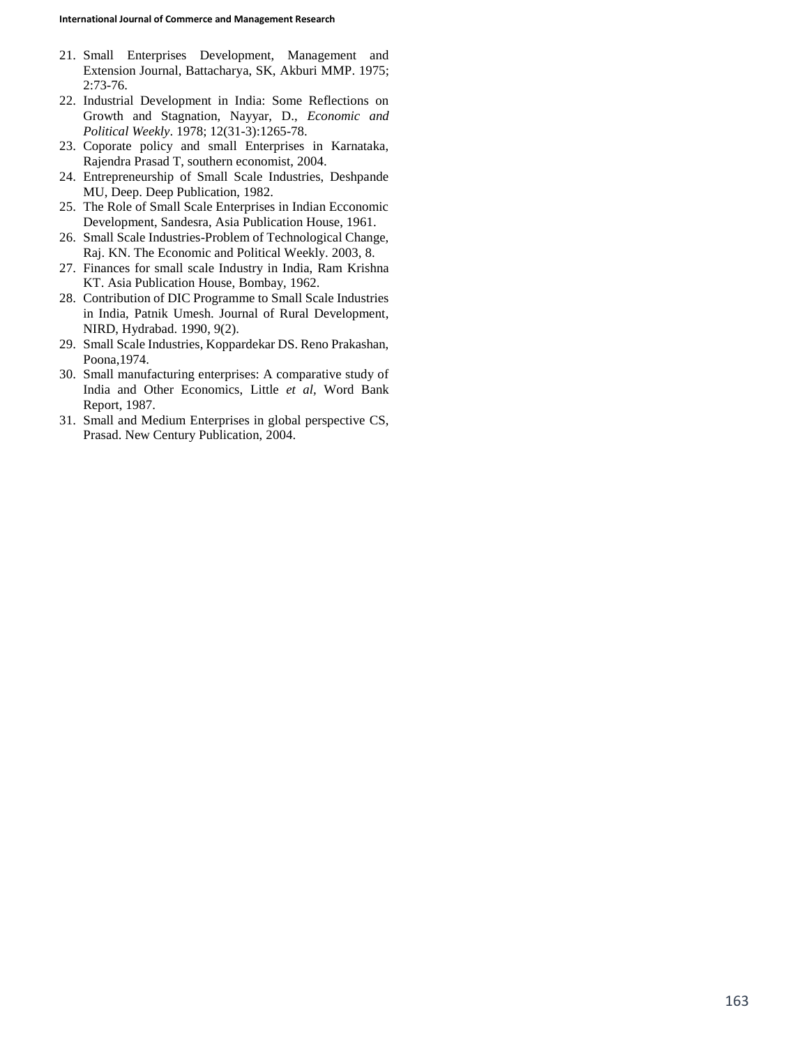21. Small Enterprises Development, Management and Extension Journal, Battacharya, SK, Akburi MMP. 1975; 2:73-76.
22. Industrial Development in India: Some Reflections on Growth and Stagnation, Nayyar, D., *Economic and Political Weekly*. 1978; 12(31-3):1265-78.
23. Coporate policy and small Enterprises in Karnataka, Rajendra Prasad T, southern economist, 2004.
24. Entrepreneurship of Small Scale Industries, Deshpande MU, Deep. Deep Publication, 1982.
25. The Role of Small Scale Enterprises in Indian Ecconomic Development, Sandesra, Asia Publication House, 1961.
26. Small Scale Industries-Problem of Technological Change, Raj. KN. The Economic and Political Weekly. 2003, 8.
27. Finances for small scale Industry in India, Ram Krishna KT. Asia Publication House, Bombay, 1962.
28. Contribution of DIC Programme to Small Scale Industries in India, Patnik Umesh. Journal of Rural Development, NIRD, Hydrabad. 1990, 9(2).
29. Small Scale Industries, Koppardekar DS. Reno Prakashan, Poona,1974.
30. Small manufacturing enterprises: A comparative study of India and Other Economics, Little *et al*, Word Bank Report, 1987.
31. Small and Medium Enterprises in global perspective CS, Prasad. New Century Publication, 2004.